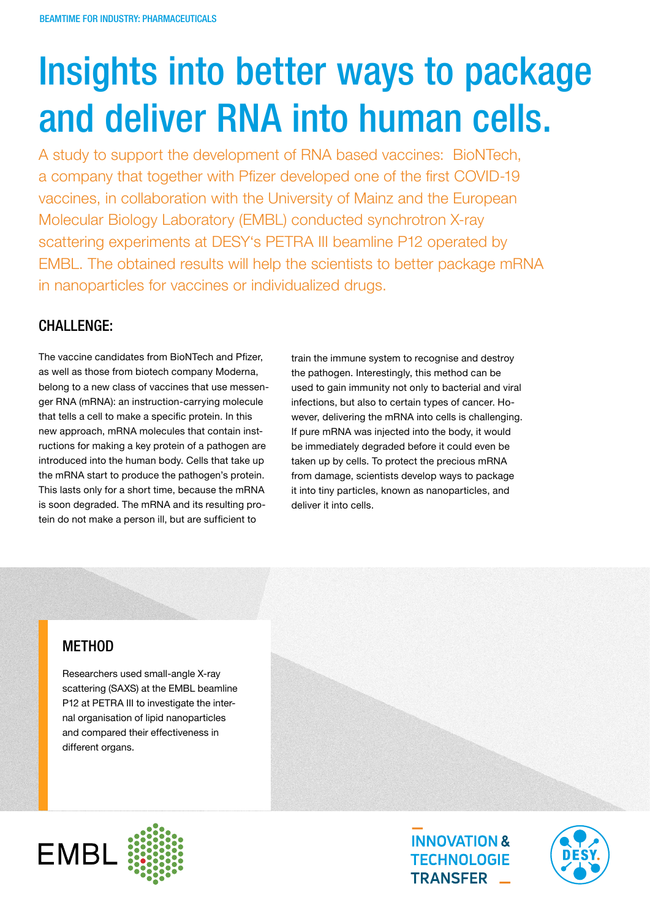BEAMTIME FOR INDUSTRY: PHARMACEUTICALS

# Insights into better ways to package and deliver RNA into human cells.

A study to support the development of RNA based vaccines: BioNTech, a company that together with Pfizer developed one of the first COVID-19 vaccines, in collaboration with the University of Mainz and the European Molecular Biology Laboratory (EMBL) conducted synchrotron X-ray scattering experiments at DESY's PETRA III beamline P12 operated by EMBL. The obtained results will help the scientists to better package mRNA in nanoparticles for vaccines or individualized drugs.

## CHALLENGE:

The vaccine candidates from BioNTech and Pfizer, as well as those from biotech company Moderna, belong to a new class of vaccines that use messenger RNA (mRNA): an instruction-carrying molecule that tells a cell to make a specific protein. In this new approach, mRNA molecules that contain instructions for making a key protein of a pathogen are introduced into the human body. Cells that take up the mRNA start to produce the pathogen's protein. This lasts only for a short time, because the mRNA is soon degraded. The mRNA and its resulting protein do not make a person ill, but are sufficient to train the immune system to recognise and destroy the pathogen. Interestingly, this method can be used to gain immunity not only to bacterial and viral infections, but also to certain types of cancer. However, delivering the mRNA into cells is challenging. If pure mRNA was injected into the body, it would be immediately degraded before it could even be taken up by cells. To protect the precious mRNA from damage, scientists develop ways to package it into tiny particles, known as nanoparticles, and deliver it into cells.

## METHOD

Researchers used small-angle X-ray scattering (SAXS) at the EMBL beamline P12 at PETRA III to investigate the internal organisation of lipid nanoparticles and compared their effectiveness in different organs.

EMBL

INNOVATION & TECHNOLOGIE TRANSFER

DESY.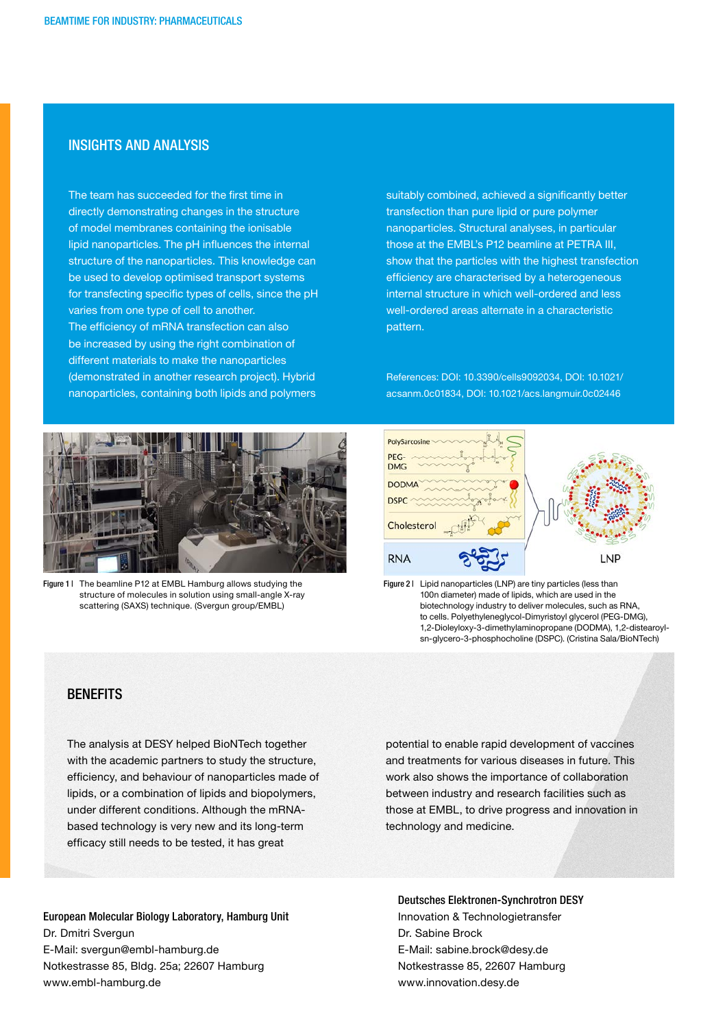## INSIGHTS AND ANALYSIS

The team has succeeded for the first time in directly demonstrating changes in the structure of model membranes containing the ionisable lipid nanoparticles. The pH influences the internal structure of the nanoparticles. This knowledge can be used to develop optimised transport systems for transfecting specific types of cells, since the pH varies from one type of cell to another. The efficiency of mRNA transfection can also be increased by using the right combination of different materials to make the nanoparticles (demonstrated in another research project). Hybrid nanoparticles, containing both lipids and polymers suitably combined, achieved a significantly better transfection than pure lipid or pure polymer nanoparticles. Structural analyses, in particular those at the EMBL's P12 beamline at PETRA III, show that the particles with the highest transfection efficiency are characterised by a heterogeneous internal structure in which well-ordered and less well-ordered areas alternate in a characteristic pattern.

References: DOI: 10.3390/cells9092034, DOI: 10.1021/acsanm.0c01834, DOI: 10.1021/acs.langmuir.0c02446

Figure 1 | The beamline P12 at EMBL Hamburg allows studying the structure of molecules in solution using small-angle X-ray scattering (SAXS) technique. (Svergun group/EMBL)

PolySarcosine
PEG-DMG
DODMA
DSPC
Cholesterol
RNA
LNP

Figure 2 | Lipid nanoparticles (LNP) are tiny particles (less than 100n diameter) made of lipids, which are used in the biotechnology industry to deliver molecules, such as RNA, to cells. Polyethyleneglycol-Dimyristoyl glycerol (PEG-DMG), 1,2-Dioleyloxy-3-dimethylaminopropane (DODMA), 1,2-distearoyl-sn-glycero-3-phosphocholine (DSPC). (Cristina Sala/BioNTech)

## BENEFITS

The analysis at DESY helped BioNTech together with the academic partners to study the structure, efficiency, and behaviour of nanoparticles made of lipids, or a combination of lipids and biopolymers, under different conditions. Although the mRNA-based technology is very new and its long-term efficacy still needs to be tested, it has great potential to enable rapid development of vaccines and treatments for various diseases in future. This work also shows the importance of collaboration between industry and research facilities such as those at EMBL, to drive progress and innovation in technology and medicine.

**European Molecular Biology Laboratory, Hamburg Unit**
Dr. Dmitri Svergun
E-Mail: svergun@embl-hamburg.de
Notkestrasse 85, Bldg. 25a; 22607 Hamburg
www.embl-hamburg.de

**Deutsches Elektronen-Synchrotron DESY**
Innovation & Technologietransfer
Dr. Sabine Brock
E-Mail: sabine.brock@desy.de
Notkestrasse 85, 22607 Hamburg
www.innovation.desy.de